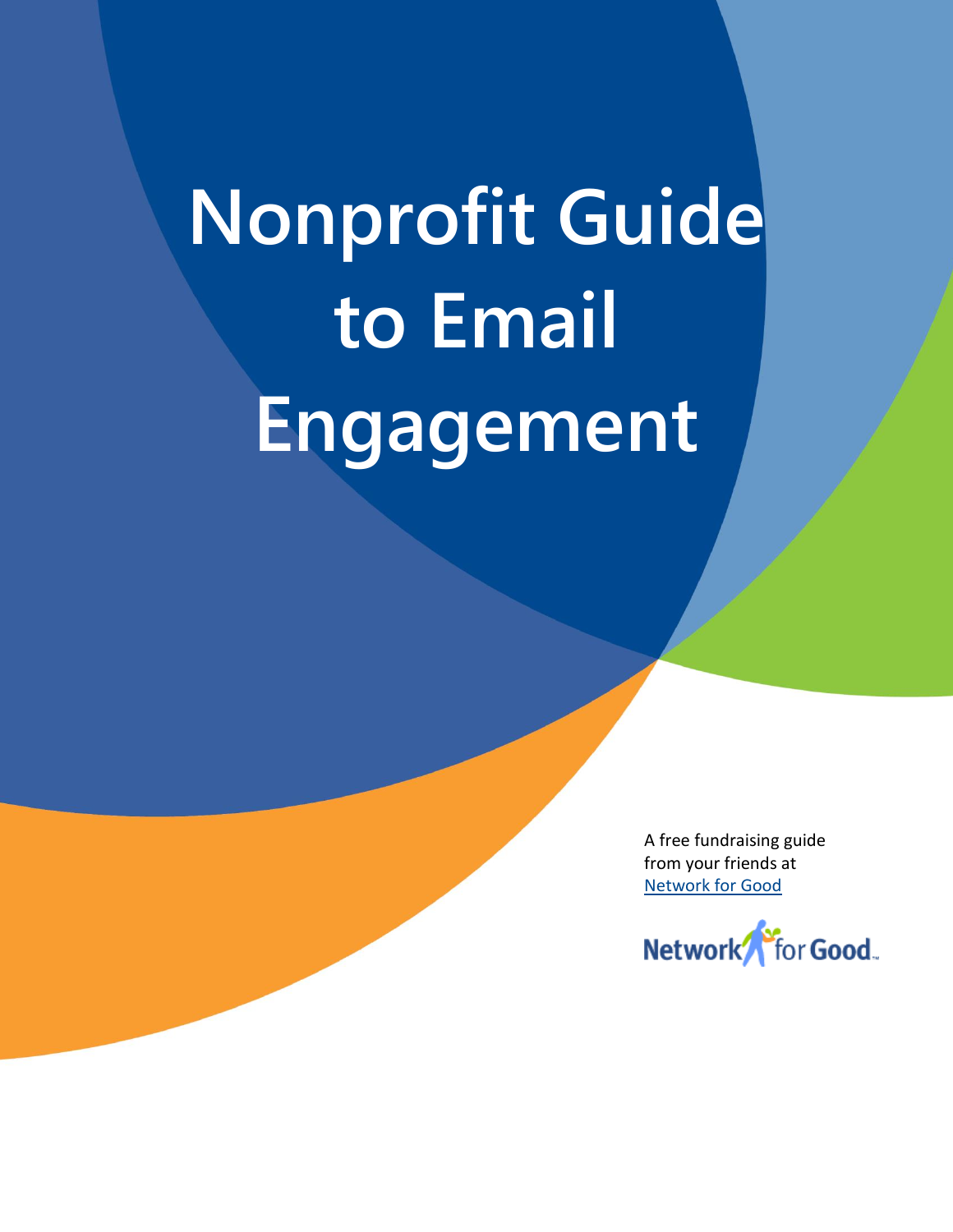# Nonprofit Guide to Email Engagement

A free fundraising guide from your friends at [Network for Good](Network for Good)

Network for Good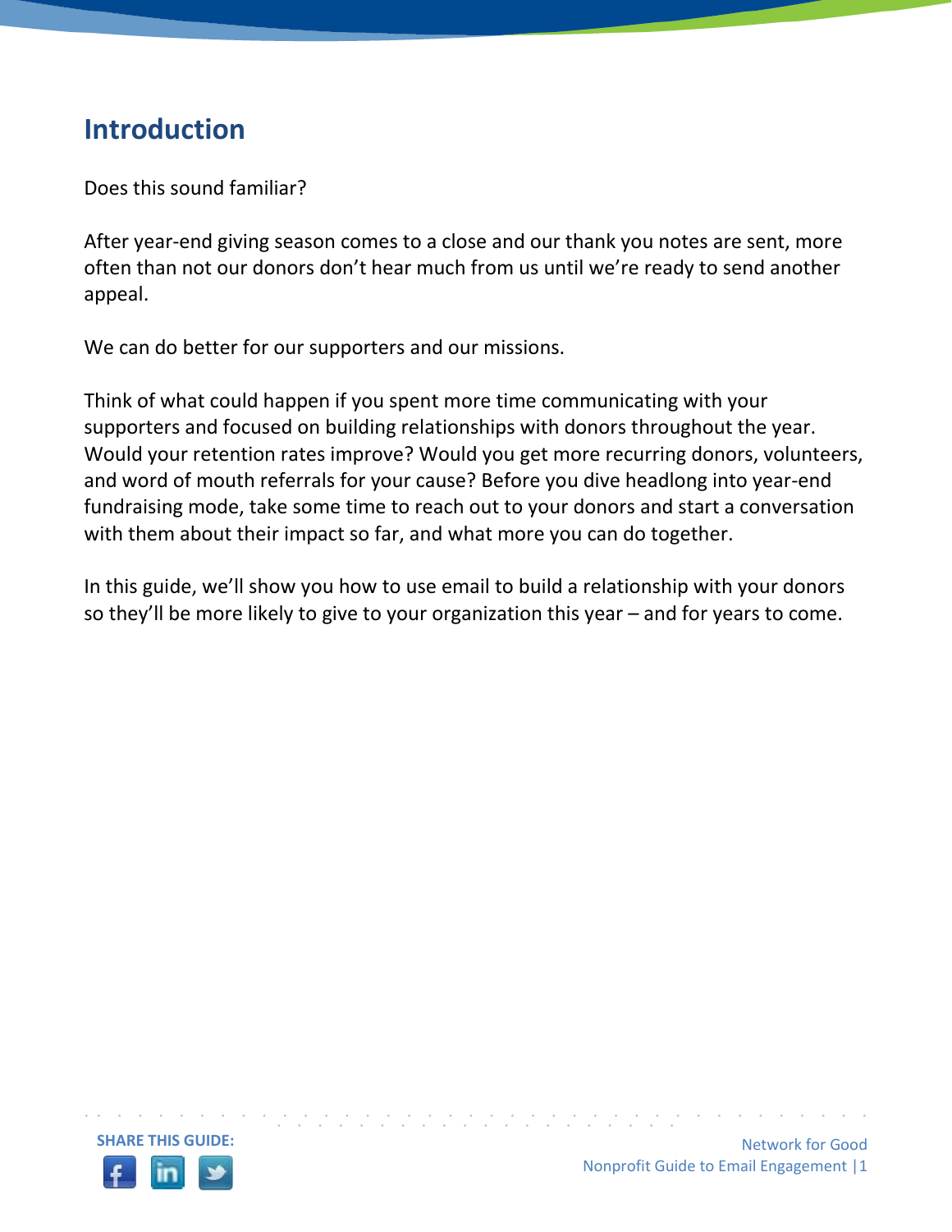# Introduction

Does this sound familiar?

After year-end giving season comes to a close and our thank you notes are sent, more often than not our donors don't hear much from us until we're ready to send another appeal.

We can do better for our supporters and our missions.

Think of what could happen if you spent more time communicating with your supporters and focused on building relationships with donors throughout the year. Would your retention rates improve? Would you get more recurring donors, volunteers, and word of mouth referrals for your cause? Before you dive headlong into year-end fundraising mode, take some time to reach out to your donors and start a conversation with them about their impact so far, and what more you can do together.

In this guide, we'll show you how to use email to build a relationship with your donors so they'll be more likely to give to your organization this year – and for years to come.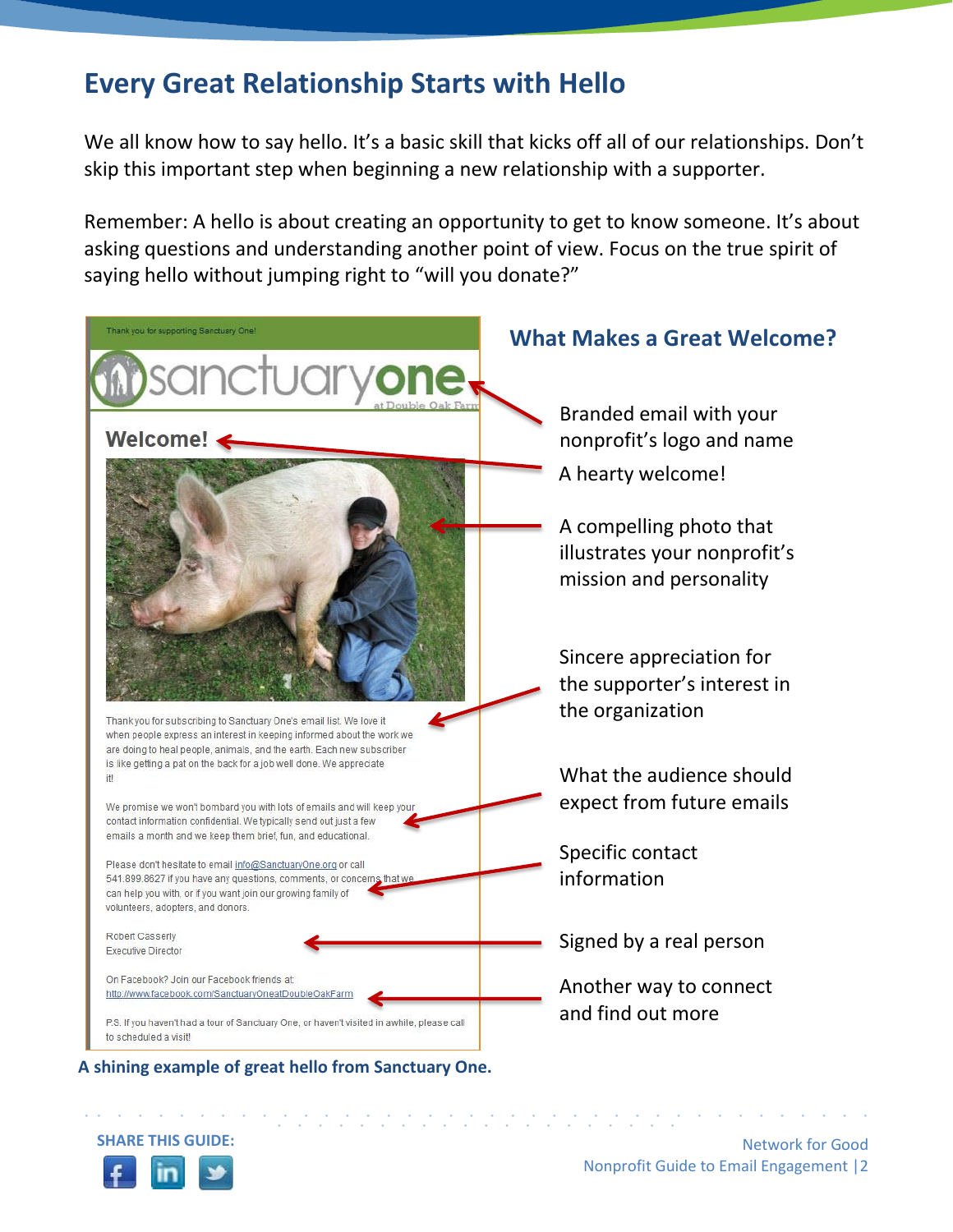# Every Great Relationship Starts with Hello

We all know how to say hello. It's a basic skill that kicks off all of our relationships. Don't skip this important step when beginning a new relationship with a supporter.

Remember: A hello is about creating an opportunity to get to know someone. It's about asking questions and understanding another point of view. Focus on the true spirit of saying hello without jumping right to "will you donate?"

Thank you for supporting Sanctuary One!

sanctuaryone at Double Oak Farm

**Welcome!**

Thank you for subscribing to Sanctuary One's email list. We love it when people express an interest in keeping informed about the work we are doing to heal people, animals, and the earth. Each new subscriber is like getting a pat on the back for a job well done. We appreciate it!

We promise we won't bombard you with lots of emails and will keep your contact information confidential. We typically send out just a few emails a month and we keep them brief, fun, and educational.

Please don't hesitate to email info@SanctuaryOne.org or call 541.899.8627 if you have any questions, comments, or concerns that we can help you with, or if you want join our growing family of volunteers, adopters, and donors.

Robert Casserly
Executive Director

On Facebook? Join our Facebook friends at:
http://www.facebook.com/SanctuaryOneatDoubleOakFarm

P.S. If you haven't had a tour of Sanctuary One, or haven't visited in awhile, please call to scheduled a visit!

**A shining example of great hello from Sanctuary One.**

## What Makes a Great Welcome?

- Branded email with your nonprofit's logo and name
- A hearty welcome!
- A compelling photo that illustrates your nonprofit's mission and personality
- Sincere appreciation for the supporter's interest in the organization
- What the audience should expect from future emails
- Specific contact information
- Signed by a real person
- Another way to connect and find out more

**SHARE THIS GUIDE:**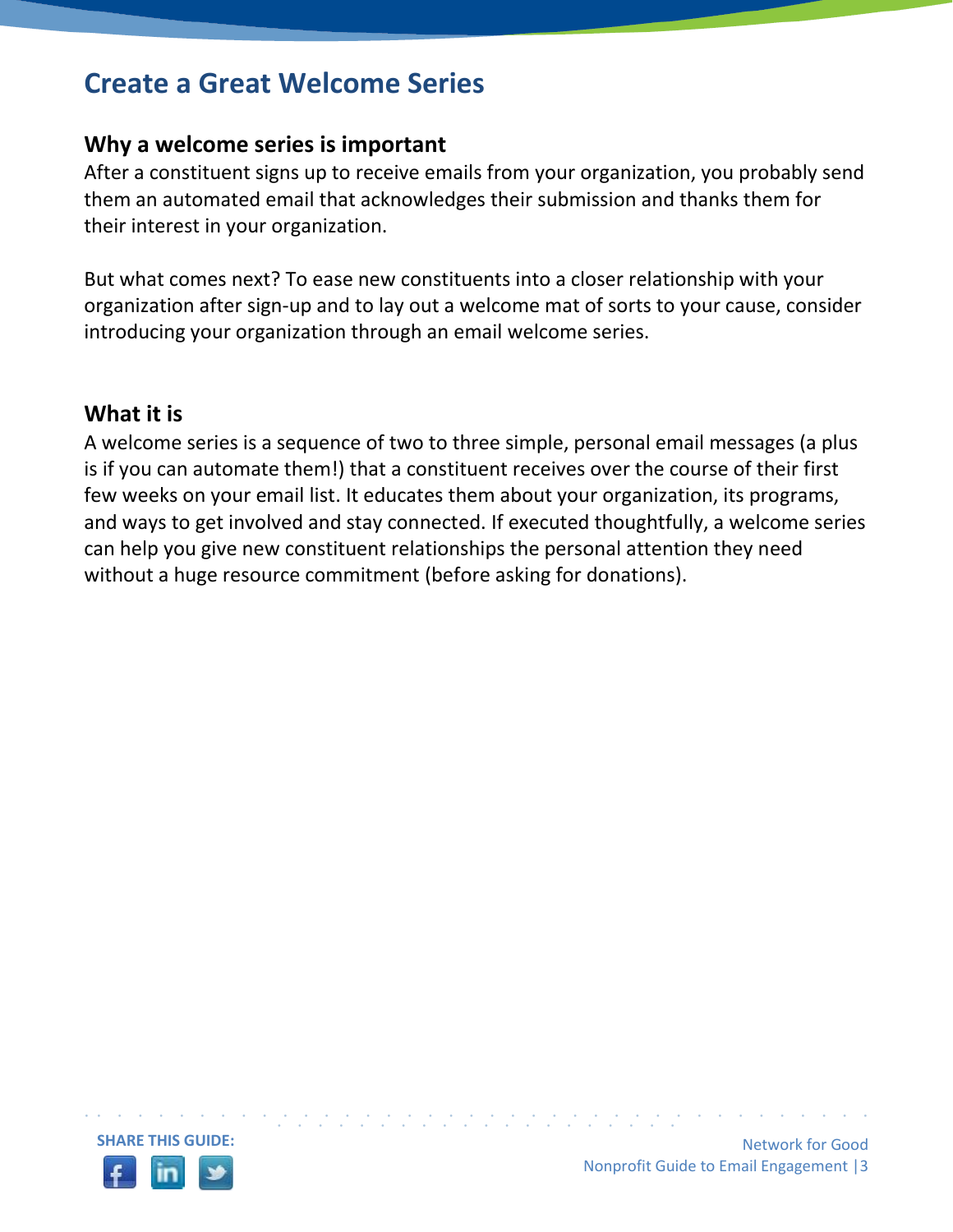# Create a Great Welcome Series

## Why a welcome series is important

After a constituent signs up to receive emails from your organization, you probably send them an automated email that acknowledges their submission and thanks them for their interest in your organization.

But what comes next? To ease new constituents into a closer relationship with your organization after sign-up and to lay out a welcome mat of sorts to your cause, consider introducing your organization through an email welcome series.

## What it is

A welcome series is a sequence of two to three simple, personal email messages (a plus is if you can automate them!) that a constituent receives over the course of their first few weeks on your email list. It educates them about your organization, its programs, and ways to get involved and stay connected. If executed thoughtfully, a welcome series can help you give new constituent relationships the personal attention they need without a huge resource commitment (before asking for donations).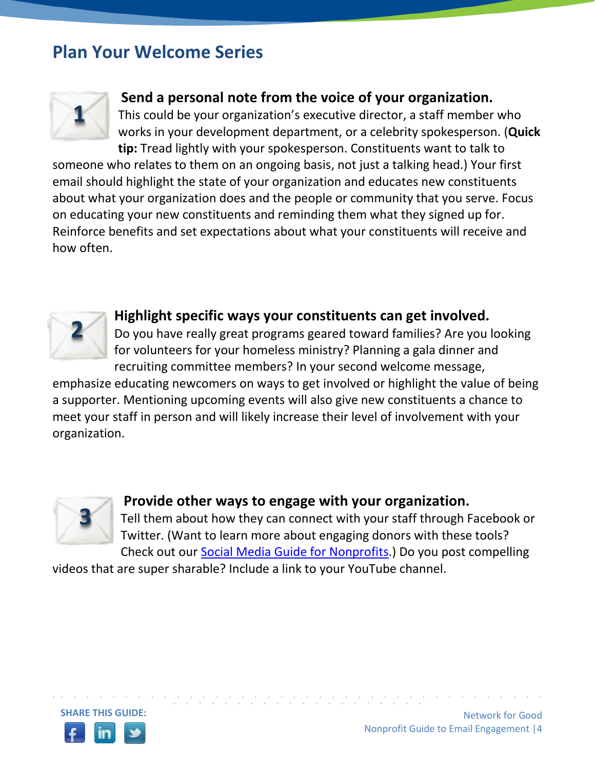## Plan Your Welcome Series

### 1. Send a personal note from the voice of your organization.

This could be your organization's executive director, a staff member who works in your development department, or a celebrity spokesperson. (**Quick tip:** Tread lightly with your spokesperson. Constituents want to talk to someone who relates to them on an ongoing basis, not just a talking head.) Your first email should highlight the state of your organization and educates new constituents about what your organization does and the people or community that you serve. Focus on educating your new constituents and reminding them what they signed up for. Reinforce benefits and set expectations about what your constituents will receive and how often.

### 2. Highlight specific ways your constituents can get involved.

Do you have really great programs geared toward families? Are you looking for volunteers for your homeless ministry? Planning a gala dinner and recruiting committee members? In your second welcome message, emphasize educating newcomers on ways to get involved or highlight the value of being a supporter. Mentioning upcoming events will also give new constituents a chance to meet your staff in person and will likely increase their level of involvement with your organization.

### 3. Provide other ways to engage with your organization.

Tell them about how they can connect with your staff through Facebook or Twitter. (Want to learn more about engaging donors with these tools? Check out our [Social Media Guide for Nonprofits].) Do you post compelling videos that are super sharable? Include a link to your YouTube channel.

SHARE THIS GUIDE: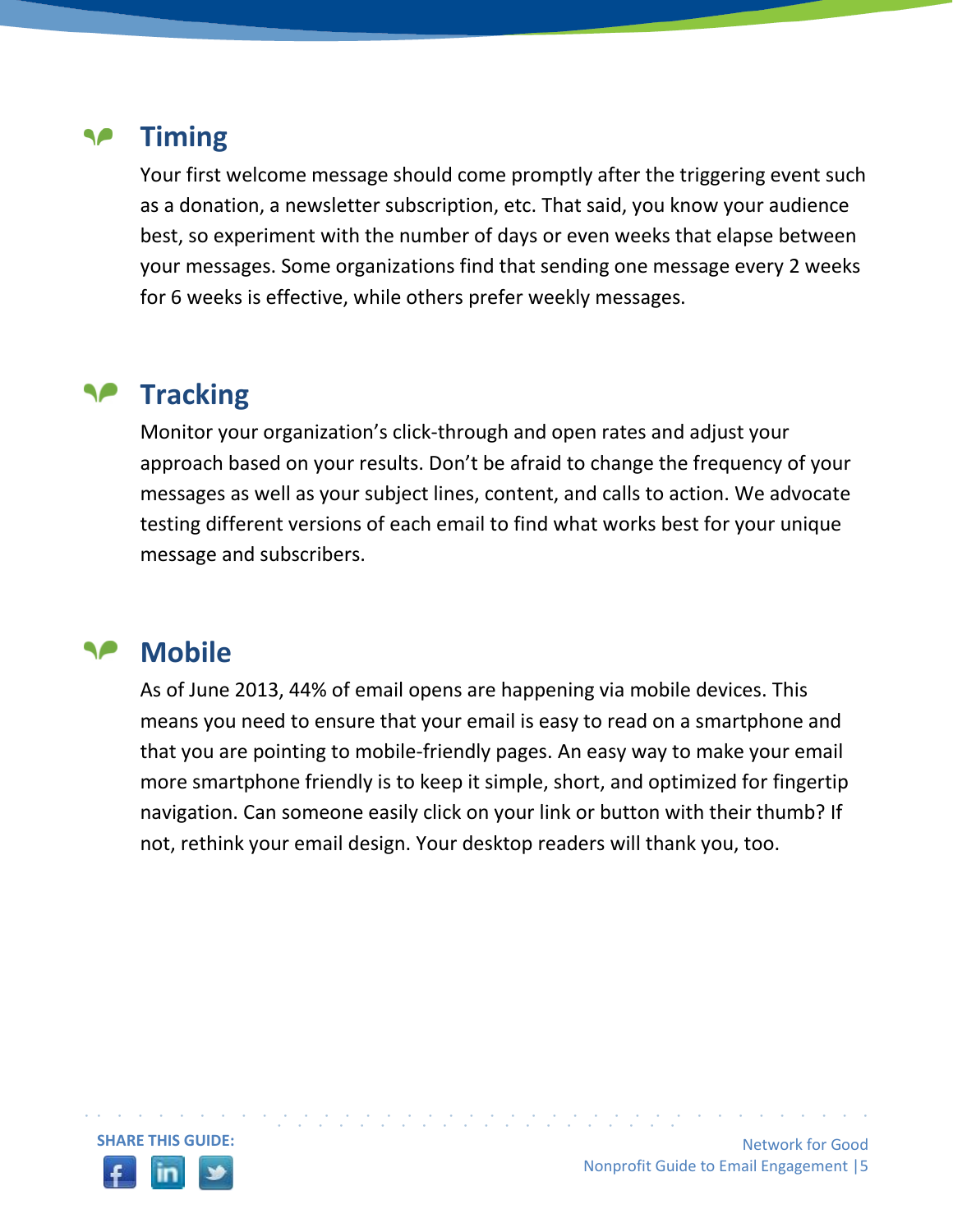## Timing

Your first welcome message should come promptly after the triggering event such as a donation, a newsletter subscription, etc. That said, you know your audience best, so experiment with the number of days or even weeks that elapse between your messages. Some organizations find that sending one message every 2 weeks for 6 weeks is effective, while others prefer weekly messages.

## Tracking

Monitor your organization's click-through and open rates and adjust your approach based on your results. Don't be afraid to change the frequency of your messages as well as your subject lines, content, and calls to action. We advocate testing different versions of each email to find what works best for your unique message and subscribers.

## Mobile

As of June 2013, 44% of email opens are happening via mobile devices. This means you need to ensure that your email is easy to read on a smartphone and that you are pointing to mobile-friendly pages. An easy way to make your email more smartphone friendly is to keep it simple, short, and optimized for fingertip navigation. Can someone easily click on your link or button with their thumb? If not, rethink your email design. Your desktop readers will thank you, too.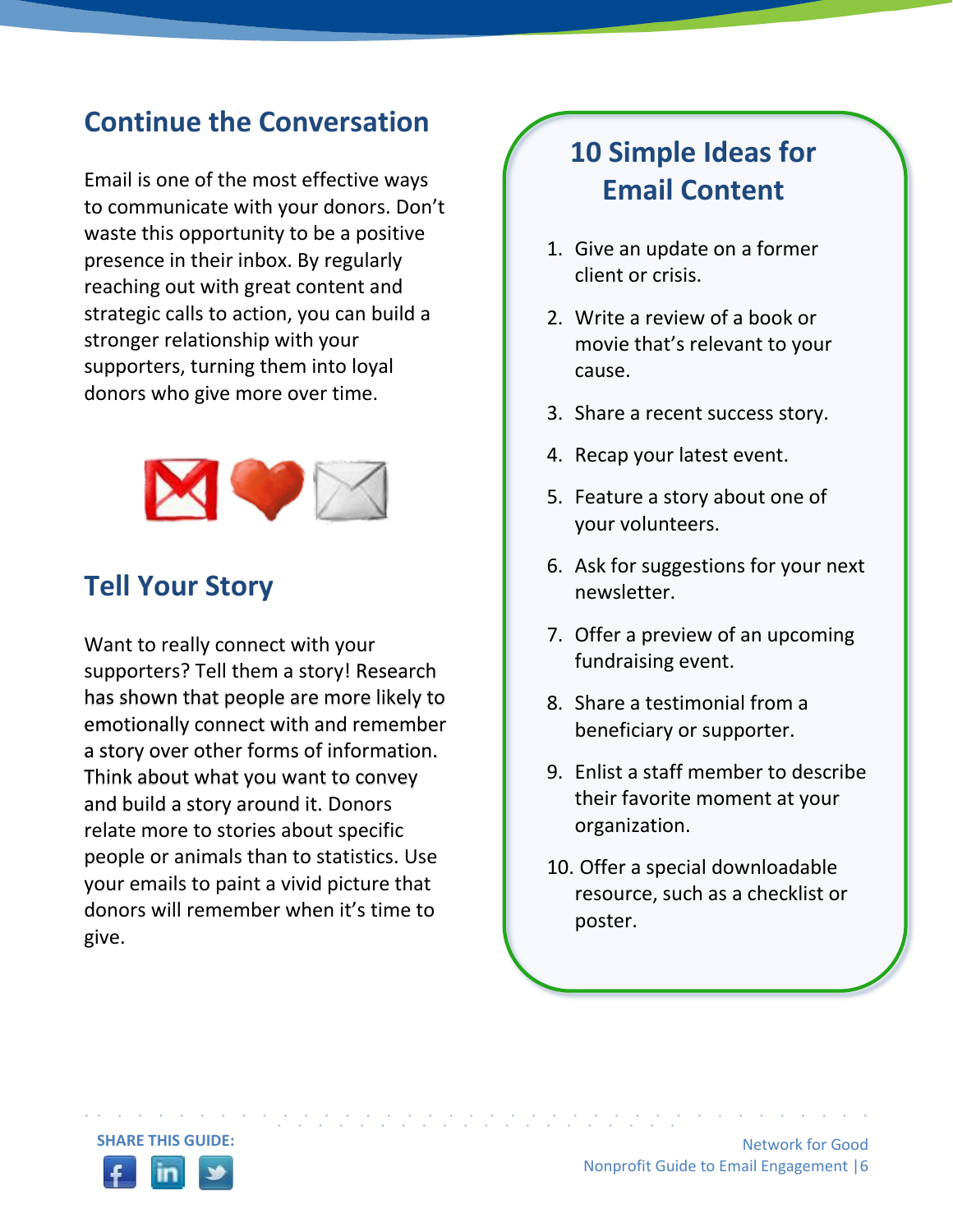## Continue the Conversation

Email is one of the most effective ways to communicate with your donors. Don't waste this opportunity to be a positive presence in their inbox. By regularly reaching out with great content and strategic calls to action, you can build a stronger relationship with your supporters, turning them into loyal donors who give more over time.

## Tell Your Story

Want to really connect with your supporters? Tell them a story! Research has shown that people are more likely to emotionally connect with and remember a story over other forms of information. Think about what you want to convey and build a story around it. Donors relate more to stories about specific people or animals than to statistics. Use your emails to paint a vivid picture that donors will remember when it's time to give.

## 10 Simple Ideas for Email Content

1. Give an update on a former client or crisis.
2. Write a review of a book or movie that's relevant to your cause.
3. Share a recent success story.
4. Recap your latest event.
5. Feature a story about one of your volunteers.
6. Ask for suggestions for your next newsletter.
7. Offer a preview of an upcoming fundraising event.
8. Share a testimonial from a beneficiary or supporter.
9. Enlist a staff member to describe their favorite moment at your organization.
10. Offer a special downloadable resource, such as a checklist or poster.

**SHARE THIS GUIDE:**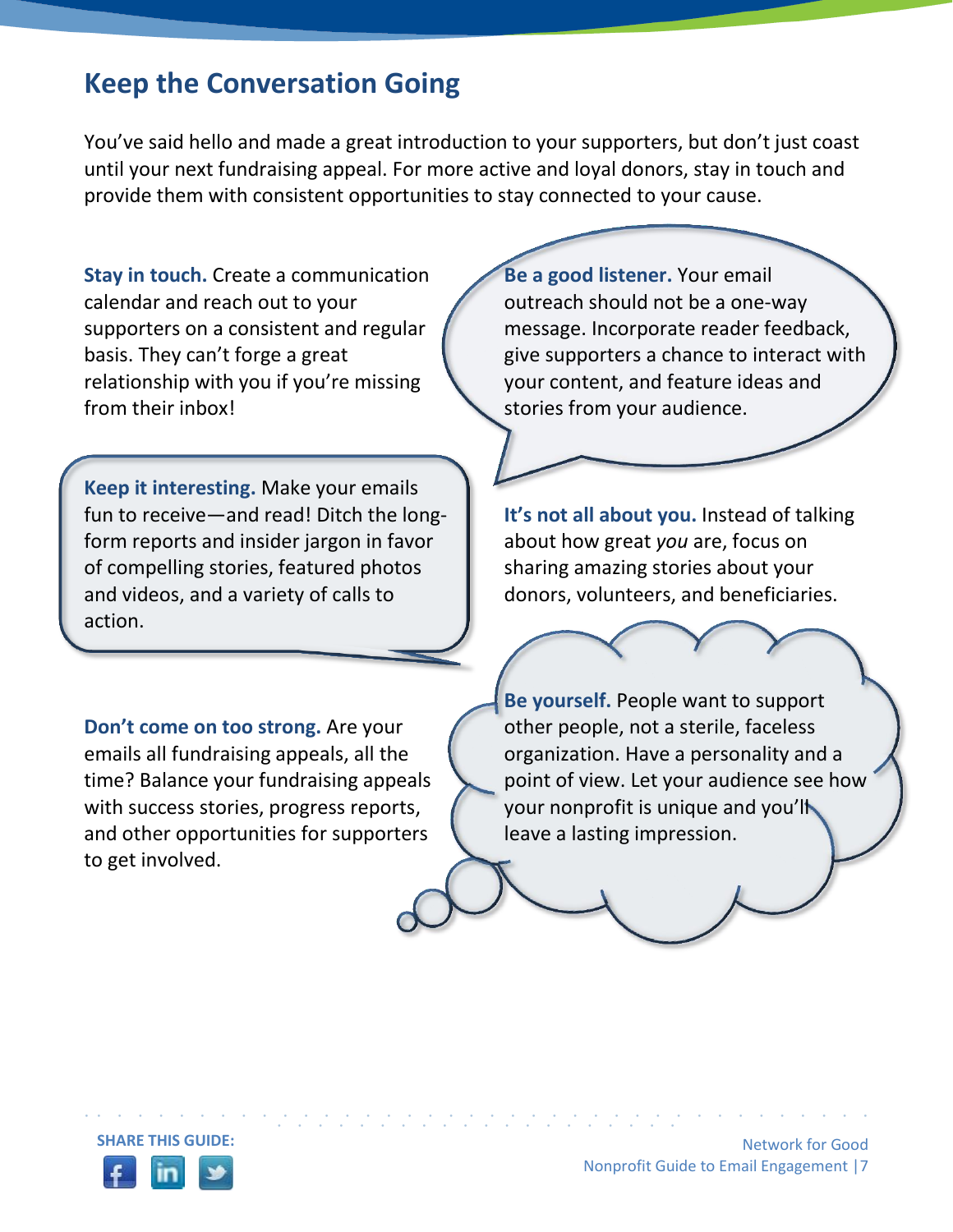## Keep the Conversation Going

You've said hello and made a great introduction to your supporters, but don't just coast until your next fundraising appeal. For more active and loyal donors, stay in touch and provide them with consistent opportunities to stay connected to your cause.

**Stay in touch.** Create a communication calendar and reach out to your supporters on a consistent and regular basis. They can't forge a great relationship with you if you're missing from their inbox!

**Be a good listener.** Your email outreach should not be a one-way message. Incorporate reader feedback, give supporters a chance to interact with your content, and feature ideas and stories from your audience.

**Keep it interesting.** Make your emails fun to receive—and read! Ditch the long-form reports and insider jargon in favor of compelling stories, featured photos and videos, and a variety of calls to action.

**It's not all about you.** Instead of talking about how great *you* are, focus on sharing amazing stories about your donors, volunteers, and beneficiaries.

**Don't come on too strong.** Are your emails all fundraising appeals, all the time? Balance your fundraising appeals with success stories, progress reports, and other opportunities for supporters to get involved.

**Be yourself.** People want to support other people, not a sterile, faceless organization. Have a personality and a point of view. Let your audience see how your nonprofit is unique and you'll leave a lasting impression.

SHARE THIS GUIDE: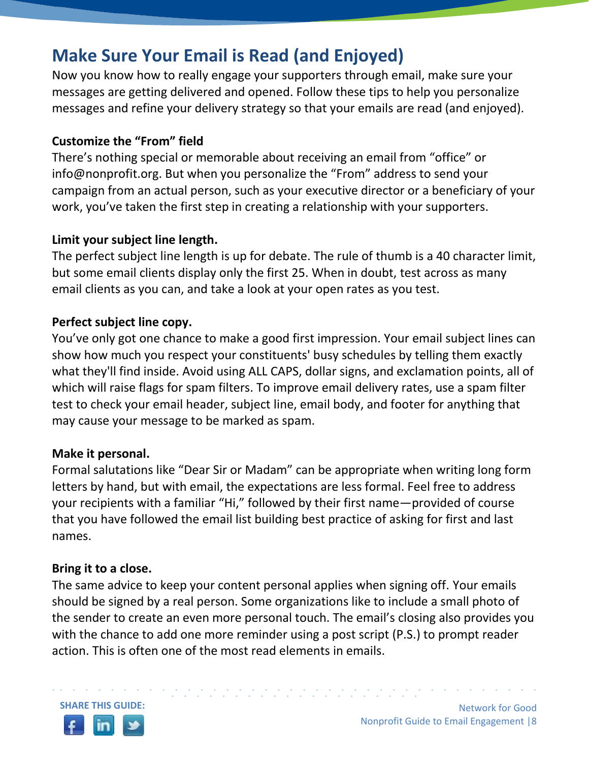# Make Sure Your Email is Read (and Enjoyed)

Now you know how to really engage your supporters through email, make sure your messages are getting delivered and opened. Follow these tips to help you personalize messages and refine your delivery strategy so that your emails are read (and enjoyed).

**Customize the "From" field**

There's nothing special or memorable about receiving an email from "office" or info@nonprofit.org. But when you personalize the "From" address to send your campaign from an actual person, such as your executive director or a beneficiary of your work, you've taken the first step in creating a relationship with your supporters.

**Limit your subject line length.**

The perfect subject line length is up for debate. The rule of thumb is a 40 character limit, but some email clients display only the first 25. When in doubt, test across as many email clients as you can, and take a look at your open rates as you test.

**Perfect subject line copy.**

You've only got one chance to make a good first impression. Your email subject lines can show how much you respect your constituents' busy schedules by telling them exactly what they'll find inside. Avoid using ALL CAPS, dollar signs, and exclamation points, all of which will raise flags for spam filters. To improve email delivery rates, use a spam filter test to check your email header, subject line, email body, and footer for anything that may cause your message to be marked as spam.

**Make it personal.**

Formal salutations like "Dear Sir or Madam" can be appropriate when writing long form letters by hand, but with email, the expectations are less formal. Feel free to address your recipients with a familiar "Hi," followed by their first name—provided of course that you have followed the email list building best practice of asking for first and last names.

**Bring it to a close.**

The same advice to keep your content personal applies when signing off. Your emails should be signed by a real person. Some organizations like to include a small photo of the sender to create an even more personal touch. The email's closing also provides you with the chance to add one more reminder using a post script (P.S.) to prompt reader action. This is often one of the most read elements in emails.

SHARE THIS GUIDE: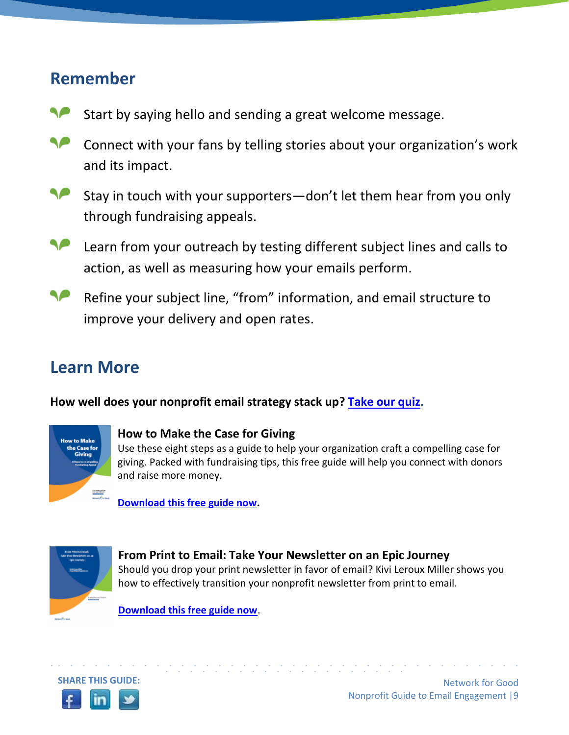## Remember

- Start by saying hello and sending a great welcome message.
- Connect with your fans by telling stories about your organization's work and its impact.
- Stay in touch with your supporters—don't let them hear from you only through fundraising appeals.
- Learn from your outreach by testing different subject lines and calls to action, as well as measuring how your emails perform.
- Refine your subject line, "from" information, and email structure to improve your delivery and open rates.

## Learn More

**How well does your nonprofit email strategy stack up? Take our quiz.**

**How to Make the Case for Giving**

Use these eight steps as a guide to help your organization craft a compelling case for giving. Packed with fundraising tips, this free guide will help you connect with donors and raise more money.

**Download this free guide now.**

**From Print to Email: Take Your Newsletter on an Epic Journey**

Should you drop your print newsletter in favor of email? Kivi Leroux Miller shows you how to effectively transition your nonprofit newsletter from print to email.

**Download this free guide now.**

SHARE THIS GUIDE: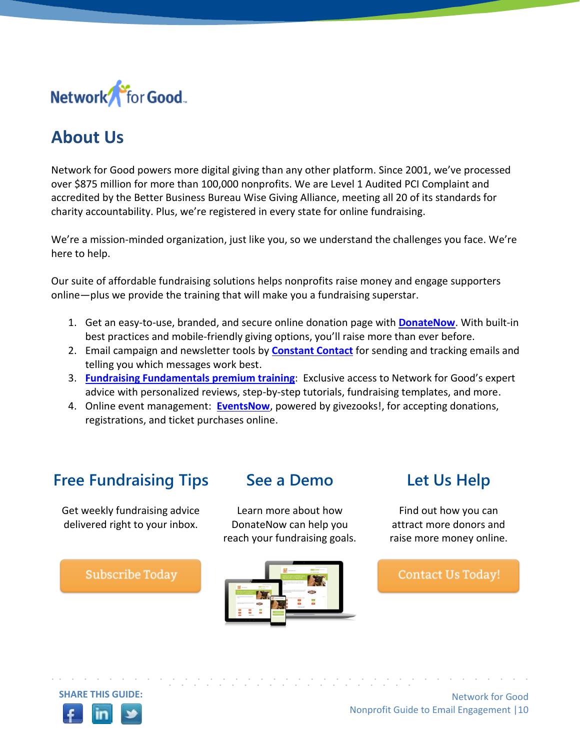## About Us

Network for Good powers more digital giving than any other platform. Since 2001, we've processed over $875 million for more than 100,000 nonprofits. We are Level 1 Audited PCI Complaint and accredited by the Better Business Bureau Wise Giving Alliance, meeting all 20 of its standards for charity accountability. Plus, we're registered in every state for online fundraising.

We're a mission-minded organization, just like you, so we understand the challenges you face. We're here to help.

Our suite of affordable fundraising solutions helps nonprofits raise money and engage supporters online—plus we provide the training that will make you a fundraising superstar.

1. Get an easy-to-use, branded, and secure online donation page with **DonateNow**. With built-in best practices and mobile-friendly giving options, you'll raise more than ever before.
2. Email campaign and newsletter tools by **Constant Contact** for sending and tracking emails and telling you which messages work best.
3. **Fundraising Fundamentals premium training**: Exclusive access to Network for Good's expert advice with personalized reviews, step-by-step tutorials, fundraising templates, and more.
4. Online event management: **EventsNow**, powered by givezooks!, for accepting donations, registrations, and ticket purchases online.

### Free Fundraising Tips

Get weekly fundraising advice delivered right to your inbox.

Subscribe Today

### See a Demo

Learn more about how DonateNow can help you reach your fundraising goals.

### Let Us Help

Find out how you can attract more donors and raise more money online.

Contact Us Today!

SHARE THIS GUIDE: